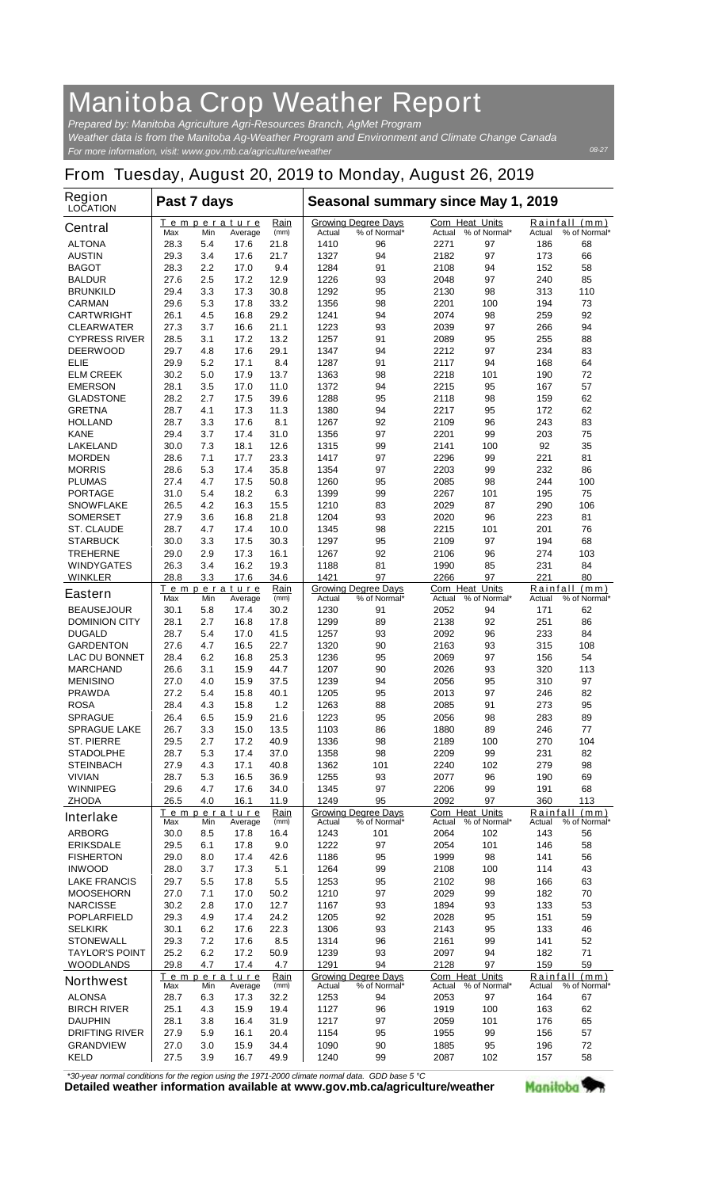# Manitoba Crop Weather Report

*Prepared by: Manitoba Agriculture Agri-Resources Branch, AgMet Program*
*Weather data is from the Manitoba Ag-Weather Program and Environment and Climate Change Canada*
*For more information, visit: www.gov.mb.ca/agriculture/weather*

08-27

## From Tuesday, August 20, 2019 to Monday, August 26, 2019

| Region LOCATION | Past 7 days | | | | Seasonal summary since May 1, 2019 | | | | | |
|---|---|---|---|---|---|---|---|---|---|---|
| | Temperature | | | Rain | Growing Degree Days | | Corn Heat Units | | Rainfall (mm) | |
| **Central** | Max | Min | Average | (mm) | Actual | % of Normal* | Actual | % of Normal* | Actual | % of Normal* |
| ALTONA | 28.3 | 5.4 | 17.6 | 21.8 | 1410 | 96 | 2271 | 97 | 186 | 68 |
| AUSTIN | 29.3 | 3.4 | 17.6 | 21.7 | 1327 | 94 | 2182 | 97 | 173 | 66 |
| BAGOT | 28.3 | 2.2 | 17.0 | 9.4 | 1284 | 91 | 2108 | 94 | 152 | 58 |
| BALDUR | 27.6 | 2.5 | 17.2 | 12.9 | 1226 | 93 | 2048 | 97 | 240 | 85 |
| BRUNKILD | 29.4 | 3.3 | 17.3 | 30.8 | 1292 | 95 | 2130 | 98 | 313 | 110 |
| CARMAN | 29.6 | 5.3 | 17.8 | 33.2 | 1356 | 98 | 2201 | 100 | 194 | 73 |
| CARTWRIGHT | 26.1 | 4.5 | 16.8 | 29.2 | 1241 | 94 | 2074 | 98 | 259 | 92 |
| CLEARWATER | 27.3 | 3.7 | 16.6 | 21.1 | 1223 | 93 | 2039 | 97 | 266 | 94 |
| CYPRESS RIVER | 28.5 | 3.1 | 17.2 | 13.2 | 1257 | 91 | 2089 | 95 | 255 | 88 |
| DEERWOOD | 29.7 | 4.8 | 17.6 | 29.1 | 1347 | 94 | 2212 | 97 | 234 | 83 |
| ELIE | 29.9 | 5.2 | 17.1 | 8.4 | 1287 | 91 | 2117 | 94 | 168 | 64 |
| ELM CREEK | 30.2 | 5.0 | 17.9 | 13.7 | 1363 | 98 | 2218 | 101 | 190 | 72 |
| EMERSON | 28.1 | 3.5 | 17.0 | 11.0 | 1372 | 94 | 2215 | 95 | 167 | 57 |
| GLADSTONE | 28.2 | 2.7 | 17.5 | 39.6 | 1288 | 95 | 2118 | 98 | 159 | 62 |
| GRETNA | 28.7 | 4.1 | 17.3 | 11.3 | 1380 | 94 | 2217 | 95 | 172 | 62 |
| HOLLAND | 28.7 | 3.3 | 17.6 | 8.1 | 1267 | 92 | 2109 | 96 | 243 | 83 |
| KANE | 29.4 | 3.7 | 17.4 | 31.0 | 1356 | 97 | 2201 | 99 | 203 | 75 |
| LAKELAND | 30.0 | 7.3 | 18.1 | 12.6 | 1315 | 99 | 2141 | 100 | 92 | 35 |
| MORDEN | 28.6 | 7.1 | 17.7 | 23.3 | 1417 | 97 | 2296 | 99 | 221 | 81 |
| MORRIS | 28.6 | 5.3 | 17.4 | 35.8 | 1354 | 97 | 2203 | 99 | 232 | 86 |
| PLUMAS | 27.4 | 4.7 | 17.5 | 50.8 | 1260 | 95 | 2085 | 98 | 244 | 100 |
| PORTAGE | 31.0 | 5.4 | 18.2 | 6.3 | 1399 | 99 | 2267 | 101 | 195 | 75 |
| SNOWFLAKE | 26.5 | 4.2 | 16.3 | 15.5 | 1210 | 83 | 2029 | 87 | 290 | 106 |
| SOMERSET | 27.9 | 3.6 | 16.8 | 21.8 | 1204 | 93 | 2020 | 96 | 223 | 81 |
| ST. CLAUDE | 28.7 | 4.7 | 17.4 | 10.0 | 1345 | 98 | 2215 | 101 | 201 | 76 |
| STARBUCK | 30.0 | 3.3 | 17.5 | 30.3 | 1297 | 95 | 2109 | 97 | 194 | 68 |
| TREHERNE | 29.0 | 2.9 | 17.3 | 16.1 | 1267 | 92 | 2106 | 96 | 274 | 103 |
| WINDYGATES | 26.3 | 3.4 | 16.2 | 19.3 | 1188 | 81 | 1990 | 85 | 231 | 84 |
| WINKLER | 28.8 | 3.3 | 17.6 | 34.6 | 1421 | 97 | 2266 | 97 | 221 | 80 |
| **Eastern** | Max | Min | Average | (mm) | Actual | % of Normal* | Actual | % of Normal* | Actual | % of Normal* |
| BEAUSEJOUR | 30.1 | 5.8 | 17.4 | 30.2 | 1230 | 91 | 2052 | 94 | 171 | 62 |
| DOMINION CITY | 28.1 | 2.7 | 16.8 | 17.8 | 1299 | 89 | 2138 | 92 | 251 | 86 |
| DUGALD | 28.7 | 5.4 | 17.0 | 41.5 | 1257 | 93 | 2092 | 96 | 233 | 84 |
| GARDENTON | 27.6 | 4.7 | 16.5 | 22.7 | 1320 | 90 | 2163 | 93 | 315 | 108 |
| LAC DU BONNET | 28.4 | 6.2 | 16.8 | 25.3 | 1236 | 95 | 2069 | 97 | 156 | 54 |
| MARCHAND | 26.6 | 3.1 | 15.9 | 44.7 | 1207 | 90 | 2026 | 93 | 320 | 113 |
| MENISINO | 27.0 | 4.0 | 15.9 | 37.5 | 1239 | 94 | 2056 | 95 | 310 | 97 |
| PRAWDA | 27.2 | 5.4 | 15.8 | 40.1 | 1205 | 95 | 2013 | 97 | 246 | 82 |
| ROSA | 28.4 | 4.3 | 15.8 | 1.2 | 1263 | 88 | 2085 | 91 | 273 | 95 |
| SPRAGUE | 26.4 | 6.5 | 15.9 | 21.6 | 1223 | 95 | 2056 | 98 | 283 | 89 |
| SPRAGUE LAKE | 26.7 | 3.3 | 15.0 | 13.5 | 1103 | 86 | 1880 | 89 | 246 | 77 |
| ST. PIERRE | 29.5 | 2.7 | 17.2 | 40.9 | 1336 | 98 | 2189 | 100 | 270 | 104 |
| STADOLPHE | 28.7 | 5.3 | 17.4 | 37.0 | 1358 | 98 | 2209 | 99 | 231 | 82 |
| STEINBACH | 27.9 | 4.3 | 17.1 | 40.8 | 1362 | 101 | 2240 | 102 | 279 | 98 |
| VIVIAN | 28.7 | 5.3 | 16.5 | 36.9 | 1255 | 93 | 2077 | 96 | 190 | 69 |
| WINNIPEG | 29.6 | 4.7 | 17.6 | 34.0 | 1345 | 97 | 2206 | 99 | 191 | 68 |
| ZHODA | 26.5 | 4.0 | 16.1 | 11.9 | 1249 | 95 | 2092 | 97 | 360 | 113 |
| **Interlake** | Max | Min | Average | (mm) | Actual | % of Normal* | Actual | % of Normal* | Actual | % of Normal* |
| ARBORG | 30.0 | 8.5 | 17.8 | 16.4 | 1243 | 101 | 2064 | 102 | 143 | 56 |
| ERIKSDALE | 29.5 | 6.1 | 17.8 | 9.0 | 1222 | 97 | 2054 | 101 | 146 | 58 |
| FISHERTON | 29.0 | 8.0 | 17.4 | 42.6 | 1186 | 95 | 1999 | 98 | 141 | 56 |
| INWOOD | 28.0 | 3.7 | 17.3 | 5.1 | 1264 | 99 | 2108 | 100 | 114 | 43 |
| LAKE FRANCIS | 29.7 | 5.5 | 17.8 | 5.5 | 1253 | 95 | 2102 | 98 | 166 | 63 |
| MOOSEHORN | 27.0 | 7.1 | 17.0 | 50.2 | 1210 | 97 | 2029 | 99 | 182 | 70 |
| NARCISSE | 30.2 | 2.8 | 17.0 | 12.7 | 1167 | 93 | 1894 | 93 | 133 | 53 |
| POPLARFIELD | 29.3 | 4.9 | 17.4 | 24.2 | 1205 | 92 | 2028 | 95 | 151 | 59 |
| SELKIRK | 30.1 | 6.2 | 17.6 | 22.3 | 1306 | 93 | 2143 | 95 | 133 | 46 |
| STONEWALL | 29.3 | 7.2 | 17.6 | 8.5 | 1314 | 96 | 2161 | 99 | 141 | 52 |
| TAYLOR'S POINT | 25.2 | 6.2 | 17.2 | 50.9 | 1239 | 93 | 2097 | 94 | 182 | 71 |
| WOODLANDS | 29.8 | 4.7 | 17.4 | 4.7 | 1291 | 94 | 2128 | 97 | 159 | 59 |
| **Northwest** | Max | Min | Average | (mm) | Actual | % of Normal* | Actual | % of Normal* | Actual | % of Normal* |
| ALONSA | 28.7 | 6.3 | 17.3 | 32.2 | 1253 | 94 | 2053 | 97 | 164 | 67 |
| BIRCH RIVER | 25.1 | 4.3 | 15.9 | 19.4 | 1127 | 96 | 1919 | 100 | 163 | 62 |
| DAUPHIN | 28.1 | 3.8 | 16.4 | 31.9 | 1217 | 97 | 2059 | 101 | 176 | 65 |
| DRIFTING RIVER | 27.9 | 5.9 | 16.1 | 20.4 | 1154 | 95 | 1955 | 99 | 156 | 57 |
| GRANDVIEW | 27.0 | 3.0 | 15.9 | 34.4 | 1090 | 90 | 1885 | 95 | 196 | 72 |
| KELD | 27.5 | 3.9 | 16.7 | 49.9 | 1240 | 99 | 2087 | 102 | 157 | 58 |

*\*30-year normal conditions for the region using the 1971-2000 climate normal data. GDD base 5 °C*

**Detailed weather information available at www.gov.mb.ca/agriculture/weather**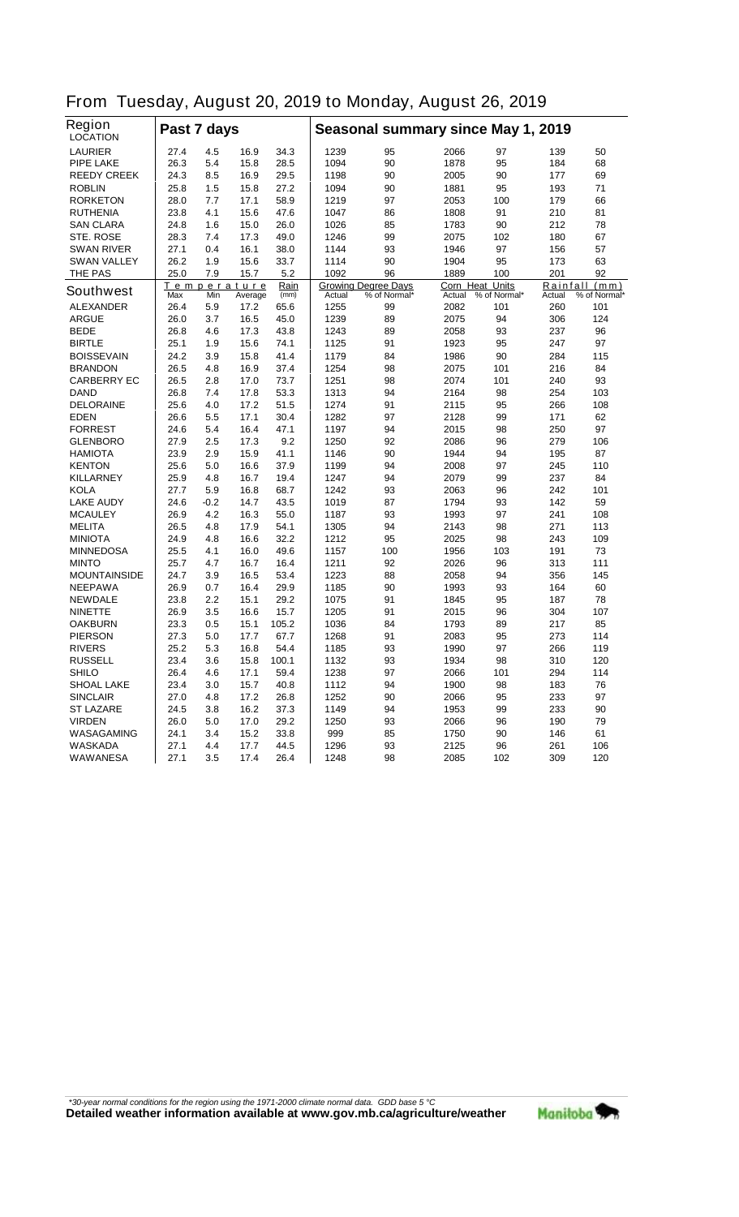# From Tuesday, August 20, 2019 to Monday, August 26, 2019

| Region LOCATION | Past 7 days | | | | Seasonal summary since May 1, 2019 | | | | | |
|---|---|---|---|---|---|---|---|---|---|---|
| LAURIER | 27.4 | 4.5 | 16.9 | 34.3 | 1239 | 95 | 2066 | 97 | 139 | 50 |
| PIPE LAKE | 26.3 | 5.4 | 15.8 | 28.5 | 1094 | 90 | 1878 | 95 | 184 | 68 |
| REEDY CREEK | 24.3 | 8.5 | 16.9 | 29.5 | 1198 | 90 | 2005 | 90 | 177 | 69 |
| ROBLIN | 25.8 | 1.5 | 15.8 | 27.2 | 1094 | 90 | 1881 | 95 | 193 | 71 |
| RORKETON | 28.0 | 7.7 | 17.1 | 58.9 | 1219 | 97 | 2053 | 100 | 179 | 66 |
| RUTHENIA | 23.8 | 4.1 | 15.6 | 47.6 | 1047 | 86 | 1808 | 91 | 210 | 81 |
| SAN CLARA | 24.8 | 1.6 | 15.0 | 26.0 | 1026 | 85 | 1783 | 90 | 212 | 78 |
| STE. ROSE | 28.3 | 7.4 | 17.3 | 49.0 | 1246 | 99 | 2075 | 102 | 180 | 67 |
| SWAN RIVER | 27.1 | 0.4 | 16.1 | 38.0 | 1144 | 93 | 1946 | 97 | 156 | 57 |
| SWAN VALLEY | 26.2 | 1.9 | 15.6 | 33.7 | 1114 | 90 | 1904 | 95 | 173 | 63 |
| THE PAS | 25.0 | 7.9 | 15.7 | 5.2 | 1092 | 96 | 1889 | 100 | 201 | 92 |

| Southwest | Temperature | | | Rain | Growing Degree Days | | Corn Heat Units | | Rainfall (mm) | |
|---|---|---|---|---|---|---|---|---|---|---|
| | Max | Min | Average | (mm) | Actual | % of Normal* | Actual | % of Normal* | Actual | % of Normal* |
| ALEXANDER | 26.4 | 5.9 | 17.2 | 65.6 | 1255 | 99 | 2082 | 101 | 260 | 101 |
| ARGUE | 26.0 | 3.7 | 16.5 | 45.0 | 1239 | 89 | 2075 | 94 | 306 | 124 |
| BEDE | 26.8 | 4.6 | 17.3 | 43.8 | 1243 | 89 | 2058 | 93 | 237 | 96 |
| BIRTLE | 25.1 | 1.9 | 15.6 | 74.1 | 1125 | 91 | 1923 | 95 | 247 | 97 |
| BOISSEVAIN | 24.2 | 3.9 | 15.8 | 41.4 | 1179 | 84 | 1986 | 90 | 284 | 115 |
| BRANDON | 26.5 | 4.8 | 16.9 | 37.4 | 1254 | 98 | 2075 | 101 | 216 | 84 |
| CARBERRY EC | 26.5 | 2.8 | 17.0 | 73.7 | 1251 | 98 | 2074 | 101 | 240 | 93 |
| DAND | 26.8 | 7.4 | 17.8 | 53.3 | 1313 | 94 | 2164 | 98 | 254 | 103 |
| DELORAINE | 25.6 | 4.0 | 17.2 | 51.5 | 1274 | 91 | 2115 | 95 | 266 | 108 |
| EDEN | 26.6 | 5.5 | 17.1 | 30.4 | 1282 | 97 | 2128 | 99 | 171 | 62 |
| FORREST | 24.6 | 5.4 | 16.4 | 47.1 | 1197 | 94 | 2015 | 98 | 250 | 97 |
| GLENBORO | 27.9 | 2.5 | 17.3 | 9.2 | 1250 | 92 | 2086 | 96 | 279 | 106 |
| HAMIOTA | 23.9 | 2.9 | 15.9 | 41.1 | 1146 | 90 | 1944 | 94 | 195 | 87 |
| KENTON | 25.6 | 5.0 | 16.6 | 37.9 | 1199 | 94 | 2008 | 97 | 245 | 110 |
| KILLARNEY | 25.9 | 4.8 | 16.7 | 19.4 | 1247 | 94 | 2079 | 99 | 237 | 84 |
| KOLA | 27.7 | 5.9 | 16.8 | 68.7 | 1242 | 93 | 2063 | 96 | 242 | 101 |
| LAKE AUDY | 24.6 | -0.2 | 14.7 | 43.5 | 1019 | 87 | 1794 | 93 | 142 | 59 |
| MCAULEY | 26.9 | 4.2 | 16.3 | 55.0 | 1187 | 93 | 1993 | 97 | 241 | 108 |
| MELITA | 26.5 | 4.8 | 17.9 | 54.1 | 1305 | 94 | 2143 | 98 | 271 | 113 |
| MINIOTA | 24.9 | 4.8 | 16.6 | 32.2 | 1212 | 95 | 2025 | 98 | 243 | 109 |
| MINNEDOSA | 25.5 | 4.1 | 16.0 | 49.6 | 1157 | 100 | 1956 | 103 | 191 | 73 |
| MINTO | 25.7 | 4.7 | 16.7 | 16.4 | 1211 | 92 | 2026 | 96 | 313 | 111 |
| MOUNTAINSIDE | 24.7 | 3.9 | 16.5 | 53.4 | 1223 | 88 | 2058 | 94 | 356 | 145 |
| NEEPAWA | 26.9 | 0.7 | 16.4 | 29.9 | 1185 | 90 | 1993 | 93 | 164 | 60 |
| NEWDALE | 23.8 | 2.2 | 15.1 | 29.2 | 1075 | 91 | 1845 | 95 | 187 | 78 |
| NINETTE | 26.9 | 3.5 | 16.6 | 15.7 | 1205 | 91 | 2015 | 96 | 304 | 107 |
| OAKBURN | 23.3 | 0.5 | 15.1 | 105.2 | 1036 | 84 | 1793 | 89 | 217 | 85 |
| PIERSON | 27.3 | 5.0 | 17.7 | 67.7 | 1268 | 91 | 2083 | 95 | 273 | 114 |
| RIVERS | 25.2 | 5.3 | 16.8 | 54.4 | 1185 | 93 | 1990 | 97 | 266 | 119 |
| RUSSELL | 23.4 | 3.6 | 15.8 | 100.1 | 1132 | 93 | 1934 | 98 | 310 | 120 |
| SHILO | 26.4 | 4.6 | 17.1 | 59.4 | 1238 | 97 | 2066 | 101 | 294 | 114 |
| SHOAL LAKE | 23.4 | 3.0 | 15.7 | 40.8 | 1112 | 94 | 1900 | 98 | 183 | 76 |
| SINCLAIR | 27.0 | 4.8 | 17.2 | 26.8 | 1252 | 90 | 2066 | 95 | 233 | 97 |
| ST LAZARE | 24.5 | 3.8 | 16.2 | 37.3 | 1149 | 94 | 1953 | 99 | 233 | 90 |
| VIRDEN | 26.0 | 5.0 | 17.0 | 29.2 | 1250 | 93 | 2066 | 96 | 190 | 79 |
| WASAGAMING | 24.1 | 3.4 | 15.2 | 33.8 | 999 | 85 | 1750 | 90 | 146 | 61 |
| WASKADA | 27.1 | 4.4 | 17.7 | 44.5 | 1296 | 93 | 2125 | 96 | 261 | 106 |
| WAWANESA | 27.1 | 3.5 | 17.4 | 26.4 | 1248 | 98 | 2085 | 102 | 309 | 120 |

*30-year normal conditions for the region using the 1971-2000 climate normal data. GDD base 5 °C

**Detailed weather information available at www.gov.mb.ca/agriculture/weather**